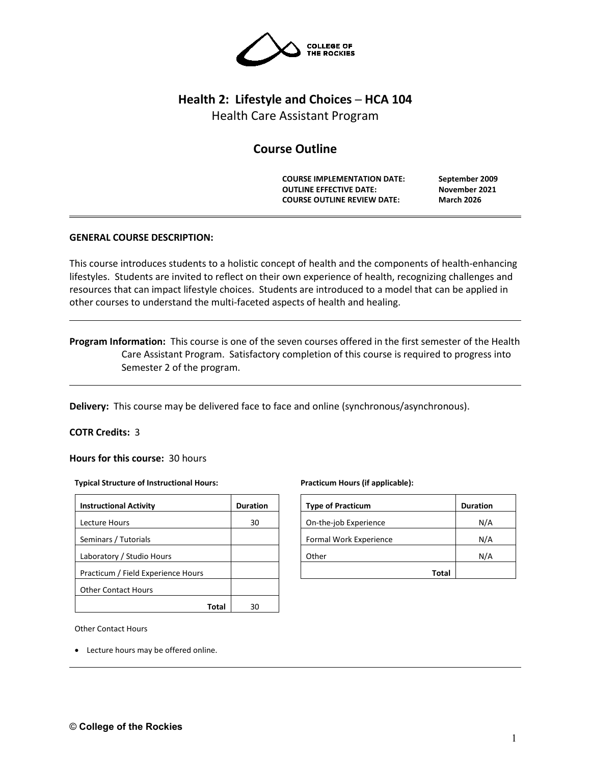# Health 2: Lifestyle and Choices – HCA 104

Health Care Assistant Program

## Course Outline

**COURSE IMPLEMENTATION DATE:** **September 2009**
**OUTLINE EFFECTIVE DATE:** **November 2021**
**COURSE OUTLINE REVIEW DATE:** **March 2026**

---

**GENERAL COURSE DESCRIPTION:**

This course introduces students to a holistic concept of health and the components of health-enhancing lifestyles. Students are invited to reflect on their own experience of health, recognizing challenges and resources that can impact lifestyle choices. Students are introduced to a model that can be applied in other courses to understand the multi-faceted aspects of health and healing.

---

**Program Information:** This course is one of the seven courses offered in the first semester of the Health Care Assistant Program. Satisfactory completion of this course is required to progress into Semester 2 of the program.

---

**Delivery:** This course may be delivered face to face and online (synchronous/asynchronous).

**COTR Credits:** 3

**Hours for this course:** 30 hours

**Typical Structure of Instructional Hours:**

| Instructional Activity | Duration |
|---|---|
| Lecture Hours | 30 |
| Seminars / Tutorials | |
| Laboratory / Studio Hours | |
| Practicum / Field Experience Hours | |
| Other Contact Hours | |
| **Total** | 30 |

**Practicum Hours (if applicable):**

| Type of Practicum | Duration |
|---|---|
| On-the-job Experience | N/A |
| Formal Work Experience | N/A |
| Other | N/A |
| **Total** | |

Other Contact Hours

- Lecture hours may be offered online.

---

© College of the Rockies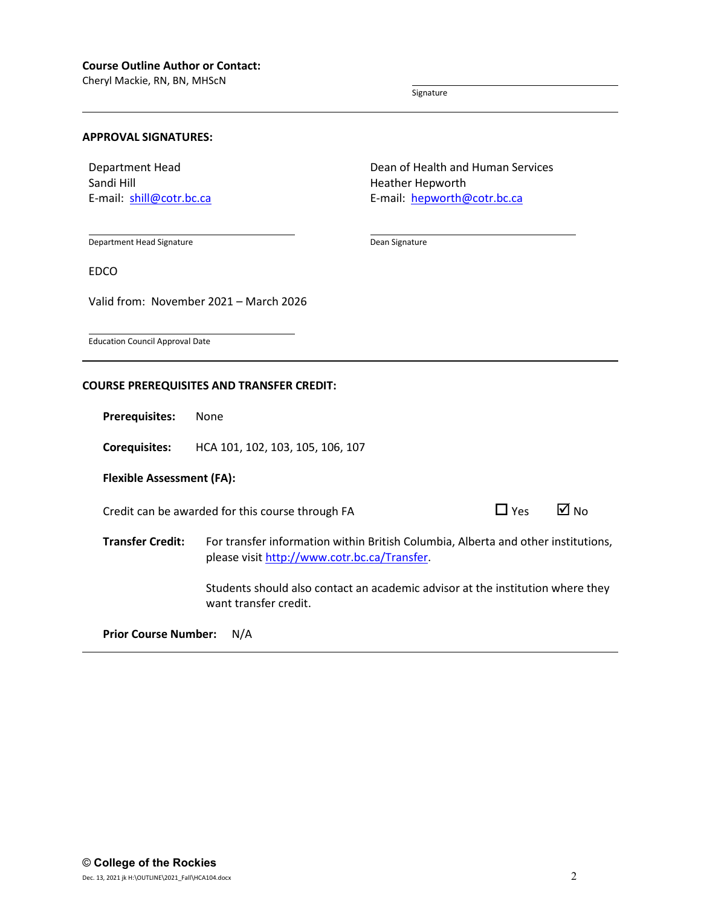**Course Outline Author or Contact:**
Cheryl Mackie, RN, BN, MHScN

Signature

---

**APPROVAL SIGNATURES:**

Department Head
Sandi Hill
E-mail: shill@cotr.bc.ca

Department Head Signature

Dean of Health and Human Services
Heather Hepworth
E-mail: hepworth@cotr.bc.ca

Dean Signature

EDCO

Valid from: November 2021 – March 2026

Education Council Approval Date

---

**COURSE PREREQUISITES AND TRANSFER CREDIT:**

**Prerequisites:** None

**Corequisites:** HCA 101, 102, 103, 105, 106, 107

**Flexible Assessment (FA):**

Credit can be awarded for this course through FA ☐ Yes ☑ No

**Transfer Credit:** For transfer information within British Columbia, Alberta and other institutions, please visit http://www.cotr.bc.ca/Transfer.

Students should also contact an academic advisor at the institution where they want transfer credit.

**Prior Course Number:** N/A

---

© **College of the Rockies**

Dec. 13, 2021 jk H:\OUTLINE\2021_Fall\HCA104.docx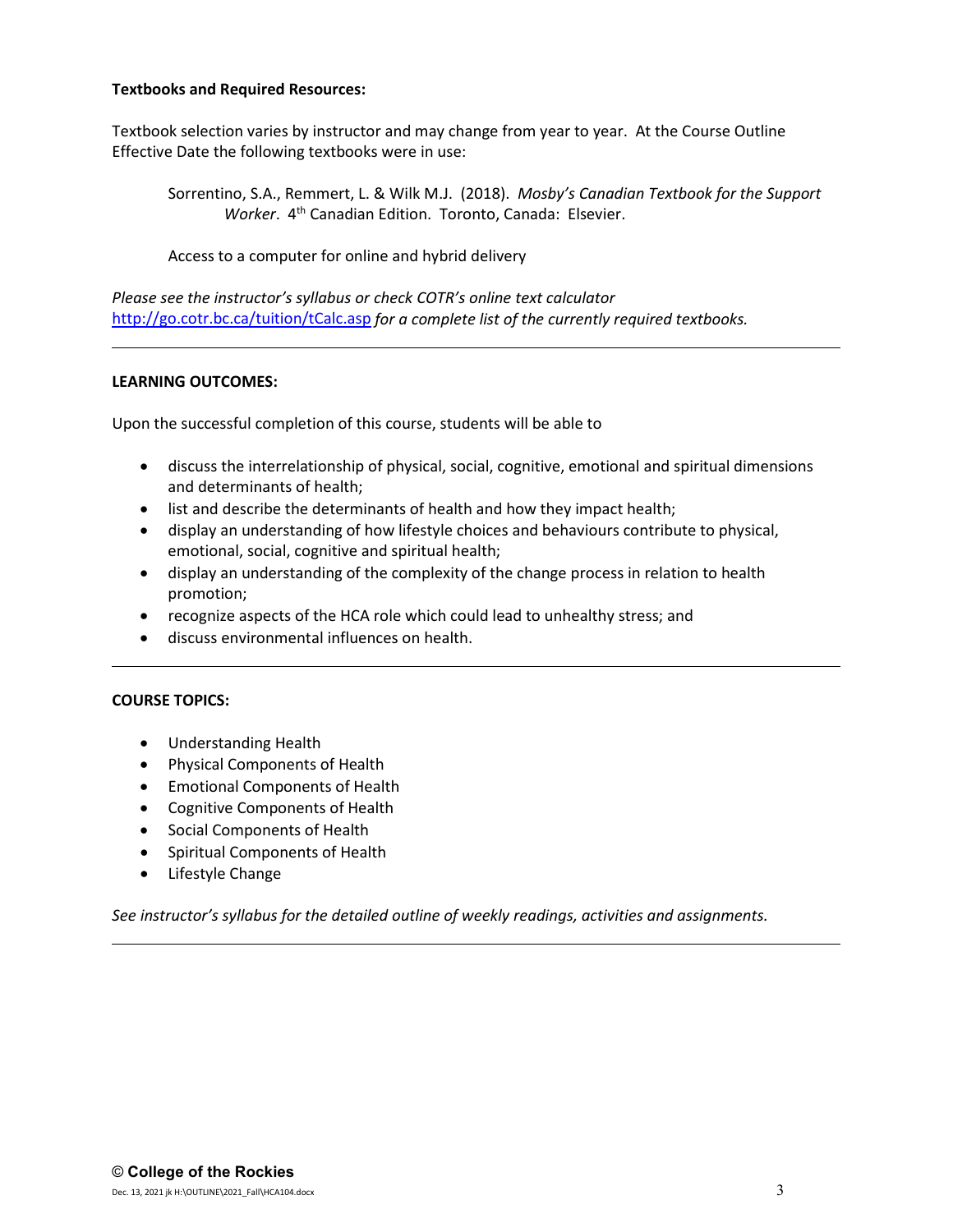**Textbooks and Required Resources:**

Textbook selection varies by instructor and may change from year to year. At the Course Outline Effective Date the following textbooks were in use:

Sorrentino, S.A., Remmert, L. & Wilk M.J. (2018). *Mosby's Canadian Textbook for the Support Worker*. 4th Canadian Edition. Toronto, Canada: Elsevier.

Access to a computer for online and hybrid delivery

*Please see the instructor's syllabus or check COTR's online text calculator* http://go.cotr.bc.ca/tuition/tCalc.asp *for a complete list of the currently required textbooks.*

---

**LEARNING OUTCOMES:**

Upon the successful completion of this course, students will be able to

- discuss the interrelationship of physical, social, cognitive, emotional and spiritual dimensions and determinants of health;
- list and describe the determinants of health and how they impact health;
- display an understanding of how lifestyle choices and behaviours contribute to physical, emotional, social, cognitive and spiritual health;
- display an understanding of the complexity of the change process in relation to health promotion;
- recognize aspects of the HCA role which could lead to unhealthy stress; and
- discuss environmental influences on health.

---

**COURSE TOPICS:**

- Understanding Health
- Physical Components of Health
- Emotional Components of Health
- Cognitive Components of Health
- Social Components of Health
- Spiritual Components of Health
- Lifestyle Change

*See instructor's syllabus for the detailed outline of weekly readings, activities and assignments.*

---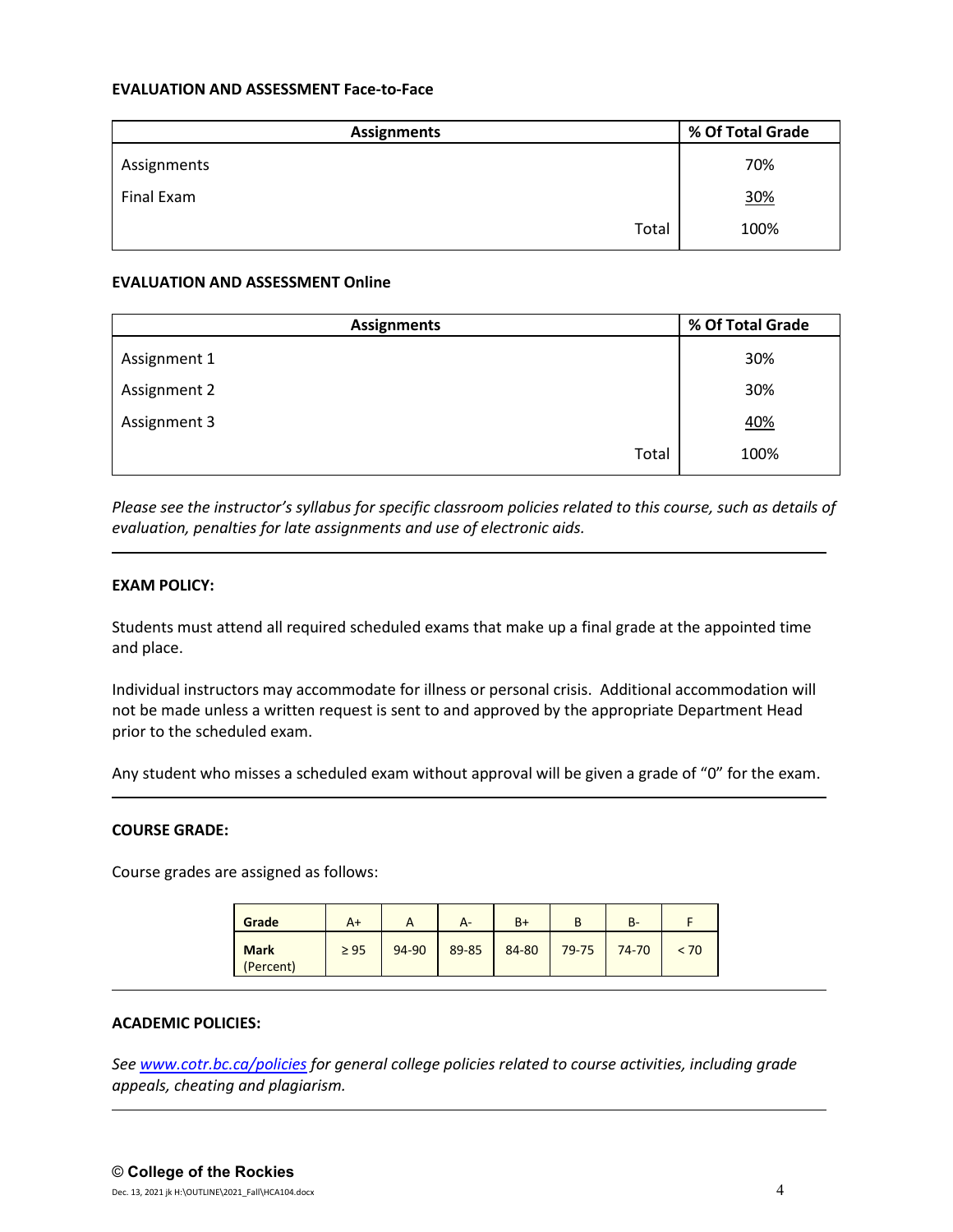**EVALUATION AND ASSESSMENT Face-to-Face**

| Assignments | % Of Total Grade |
|---|---|
| Assignments | 70% |
| Final Exam | 30% |
| Total | 100% |

**EVALUATION AND ASSESSMENT Online**

| Assignments | % Of Total Grade |
|---|---|
| Assignment 1 | 30% |
| Assignment 2 | 30% |
| Assignment 3 | 40% |
| Total | 100% |

*Please see the instructor's syllabus for specific classroom policies related to this course, such as details of evaluation, penalties for late assignments and use of electronic aids.*

---

**EXAM POLICY:**

Students must attend all required scheduled exams that make up a final grade at the appointed time and place.

Individual instructors may accommodate for illness or personal crisis. Additional accommodation will not be made unless a written request is sent to and approved by the appropriate Department Head prior to the scheduled exam.

Any student who misses a scheduled exam without approval will be given a grade of "0" for the exam.

---

**COURSE GRADE:**

Course grades are assigned as follows:

| Grade | A+ | A | A- | B+ | B | B- | F |
|---|---|---|---|---|---|---|---|
| Mark (Percent) | ≥ 95 | 94-90 | 89-85 | 84-80 | 79-75 | 74-70 | < 70 |

---

**ACADEMIC POLICIES:**

*See [www.cotr.bc.ca/policies](www.cotr.bc.ca/policies) for general college policies related to course activities, including grade appeals, cheating and plagiarism.*

---

**© College of the Rockies**

Dec. 13, 2021 jk H:\OUTLINE\2021_Fall\HCA104.docx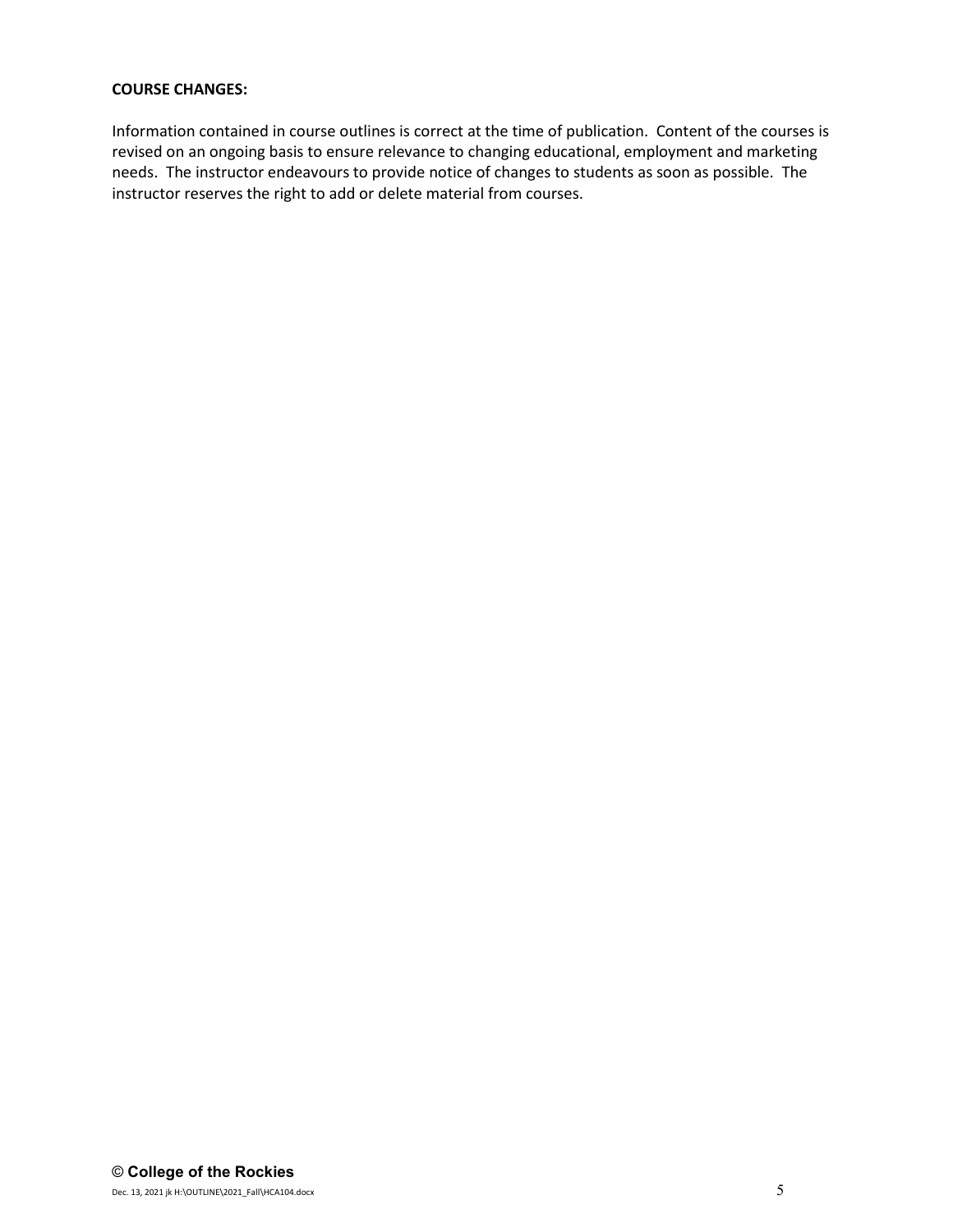**COURSE CHANGES:**

Information contained in course outlines is correct at the time of publication. Content of the courses is revised on an ongoing basis to ensure relevance to changing educational, employment and marketing needs. The instructor endeavours to provide notice of changes to students as soon as possible. The instructor reserves the right to add or delete material from courses.